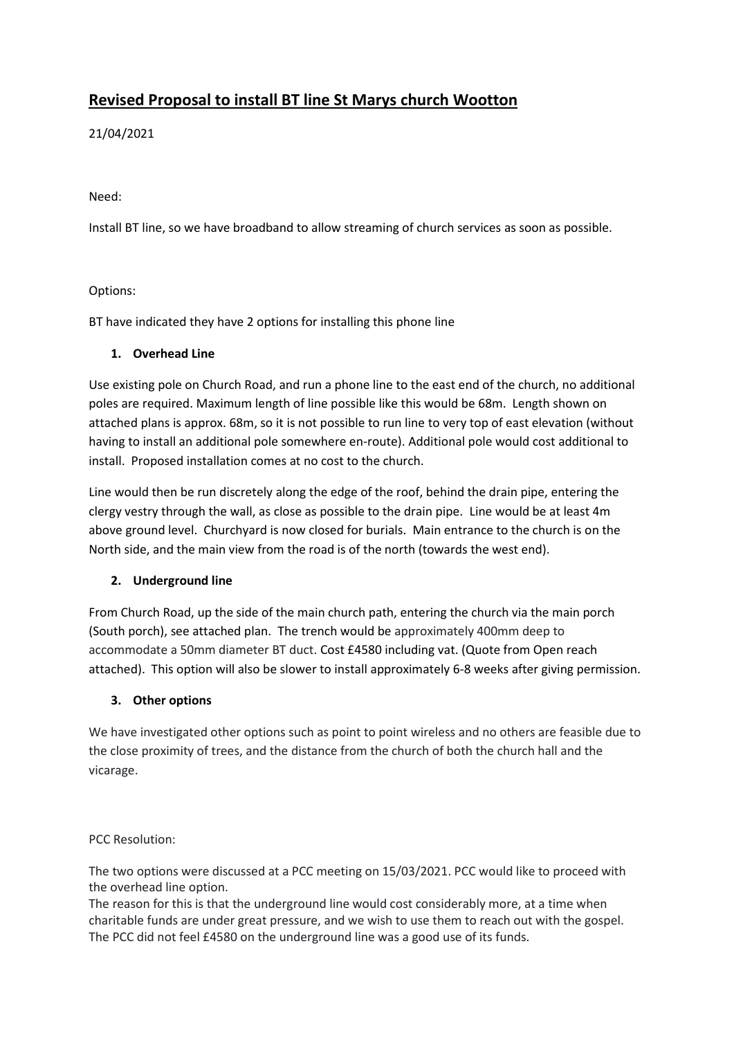# Revised Proposal to install BT line St Marys church Wootton

21/04/2021

Need:

Install BT line, so we have broadband to allow streaming of church services as soon as possible.

Options:

BT have indicated they have 2 options for installing this phone line

1. **Overhead Line**

Use existing pole on Church Road, and run a phone line to the east end of the church, no additional poles are required. Maximum length of line possible like this would be 68m. Length shown on attached plans is approx. 68m, so it is not possible to run line to very top of east elevation (without having to install an additional pole somewhere en-route). Additional pole would cost additional to install. Proposed installation comes at no cost to the church.

Line would then be run discretely along the edge of the roof, behind the drain pipe, entering the clergy vestry through the wall, as close as possible to the drain pipe. Line would be at least 4m above ground level. Churchyard is now closed for burials. Main entrance to the church is on the North side, and the main view from the road is of the north (towards the west end).

2. **Underground line**

From Church Road, up the side of the main church path, entering the church via the main porch (South porch), see attached plan. The trench would be approximately 400mm deep to accommodate a 50mm diameter BT duct. Cost £4580 including vat. (Quote from Open reach attached). This option will also be slower to install approximately 6-8 weeks after giving permission.

3. **Other options**

We have investigated other options such as point to point wireless and no others are feasible due to the close proximity of trees, and the distance from the church of both the church hall and the vicarage.

PCC Resolution:

The two options were discussed at a PCC meeting on 15/03/2021. PCC would like to proceed with the overhead line option.
The reason for this is that the underground line would cost considerably more, at a time when charitable funds are under great pressure, and we wish to use them to reach out with the gospel. The PCC did not feel £4580 on the underground line was a good use of its funds.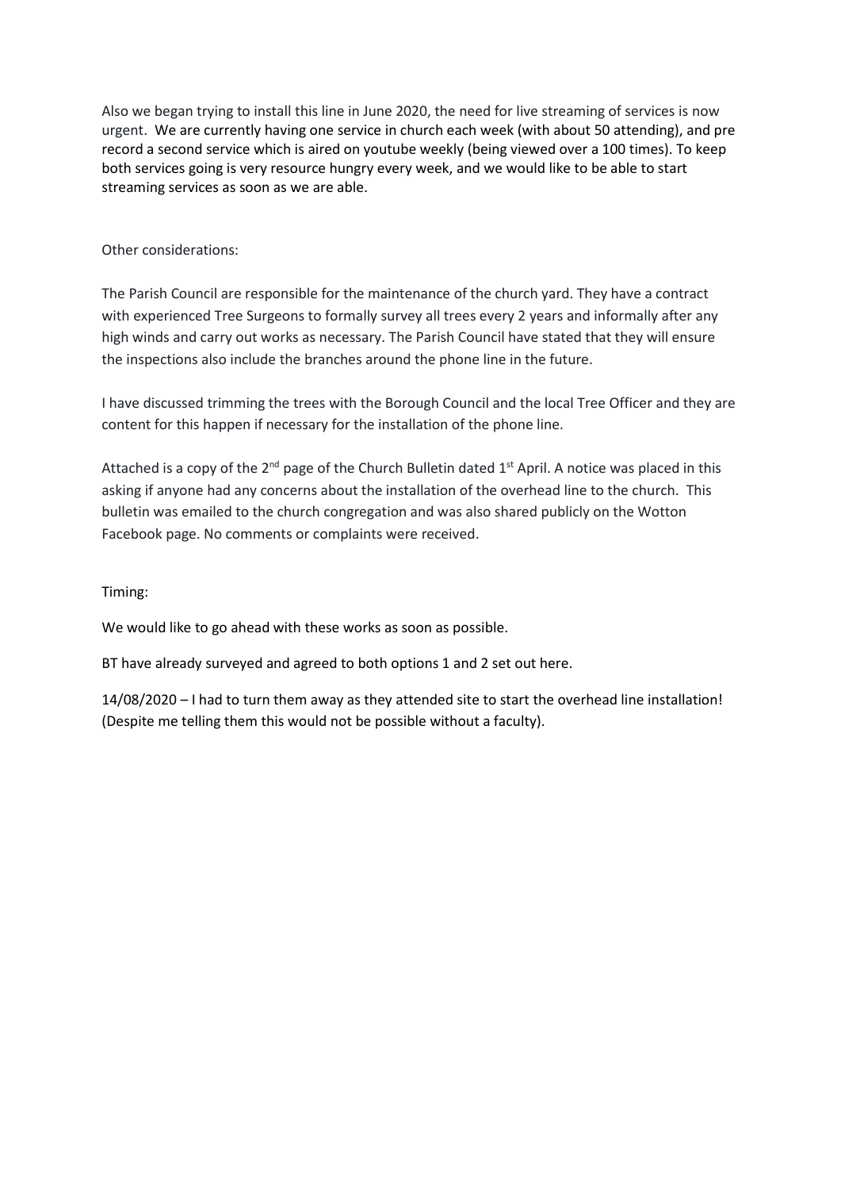Also we began trying to install this line in June 2020, the need for live streaming of services is now urgent. We are currently having one service in church each week (with about 50 attending), and pre record a second service which is aired on youtube weekly (being viewed over a 100 times). To keep both services going is very resource hungry every week, and we would like to be able to start streaming services as soon as we are able.

Other considerations:

The Parish Council are responsible for the maintenance of the church yard. They have a contract with experienced Tree Surgeons to formally survey all trees every 2 years and informally after any high winds and carry out works as necessary. The Parish Council have stated that they will ensure the inspections also include the branches around the phone line in the future.

I have discussed trimming the trees with the Borough Council and the local Tree Officer and they are content for this happen if necessary for the installation of the phone line.

Attached is a copy of the 2nd page of the Church Bulletin dated 1st April. A notice was placed in this asking if anyone had any concerns about the installation of the overhead line to the church. This bulletin was emailed to the church congregation and was also shared publicly on the Wotton Facebook page. No comments or complaints were received.

Timing:

We would like to go ahead with these works as soon as possible.

BT have already surveyed and agreed to both options 1 and 2 set out here.

14/08/2020 – I had to turn them away as they attended site to start the overhead line installation! (Despite me telling them this would not be possible without a faculty).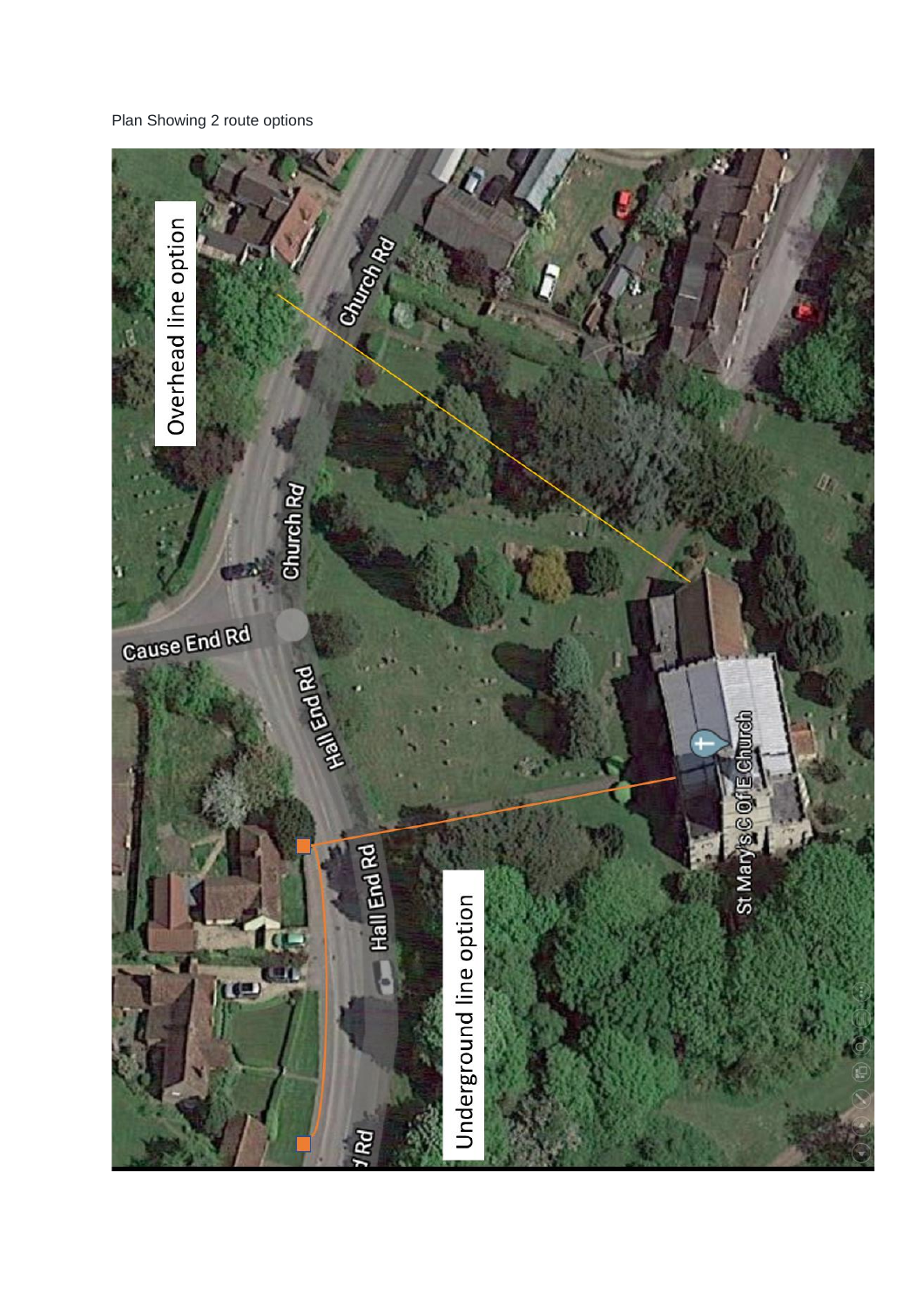Plan Showing 2 route options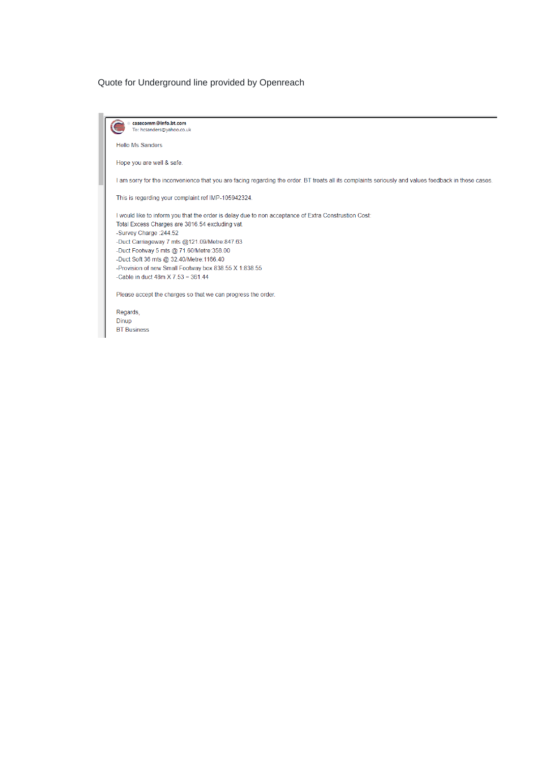Quote for Underground line provided by Openreach

**casecomm@info.bt.com**
To: hcsanders@yahoo.co.uk

Hello Ms Sanders

Hope you are well & safe.

I am sorry for the inconvenience that you are facing regarding the order. BT treats all its complaints seriously and values feedback in these cases.

This is regarding your complaint ref IMP-105942324.

I would like to inform you that the order is delay due to non acceptance of Extra Construstion Cost:
Total Excess Charges are 3816.54 excluding vat.
-Survey Charge :244.52
-Duct Carriageway 7 mts @121.09/Metre:847.63
-Duct Footway 5 mts @ 71.60/Metre:358.00
-Duct Soft 36 mts @ 32.40/Metre:1166.40
-Provision of new Small Footway box 838.55 X 1:838.55
-Cable in duct 48m X 7.53 = 361.44

Please accept the charges so that we can progress the order.

Regards,
Dinup
BT Business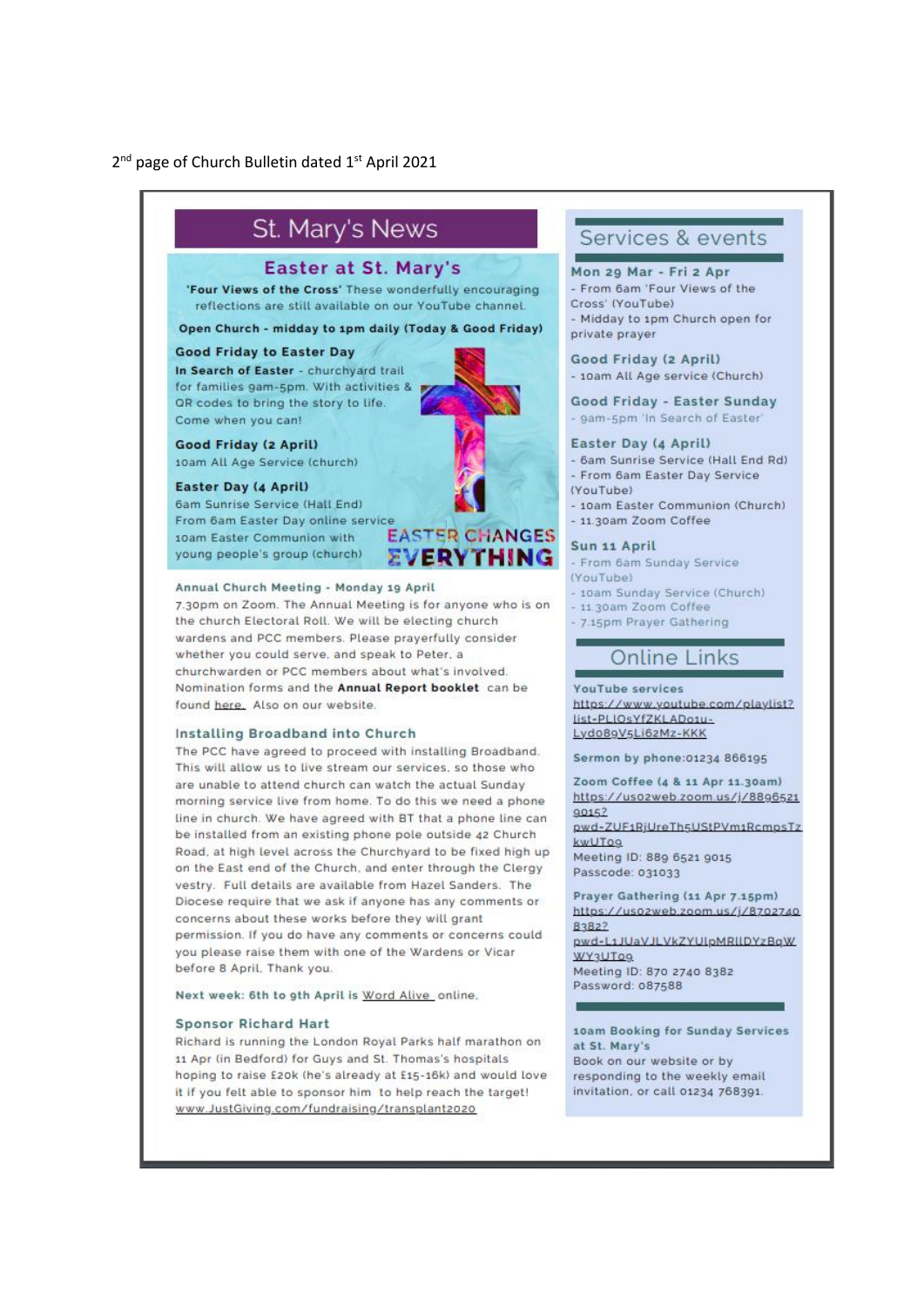2nd page of Church Bulletin dated 1st April 2021

# St. Mary's News

## Easter at St. Mary's

**'Four Views of the Cross'** These wonderfully encouraging reflections are still available on our YouTube channel.

**Open Church - midday to 1pm daily (Today & Good Friday)**

**Good Friday to Easter Day**

**In Search of Easter** - churchyard trail for families 9am-5pm. With activities & QR codes to bring the story to life. Come when you can!

**Good Friday (2 April)**
10am All Age Service (church)

**Easter Day (4 April)**
6am Sunrise Service (Hall End)
From 6am Easter Day online service
10am Easter Communion with young people's group (church)

EASTER CHANGES EVERYTHING

### Annual Church Meeting - Monday 19 April

7.30pm on Zoom. The Annual Meeting is for anyone who is on the church Electoral Roll. We will be electing church wardens and PCC members. Please prayerfully consider whether you could serve, and speak to Peter, a churchwarden or PCC members about what's involved. Nomination forms and the **Annual Report booklet** can be found here. Also on our website.

### Installing Broadband into Church

The PCC have agreed to proceed with installing Broadband. This will allow us to live stream our services, so those who are unable to attend church can watch the actual Sunday morning service live from home. To do this we need a phone line in church. We have agreed with BT that a phone line can be installed from an existing phone pole outside 42 Church Road, at high level across the Churchyard to be fixed high up on the East end of the Church, and enter through the Clergy vestry. Full details are available from Hazel Sanders. The Diocese require that we ask if anyone has any comments or concerns about these works before they will grant permission. If you do have any comments or concerns could you please raise them with one of the Wardens or Vicar before 8 April. Thank you.

**Next week: 6th to 9th April is Word Alive online.**

### Sponsor Richard Hart

Richard is running the London Royal Parks half marathon on 11 Apr (in Bedford) for Guys and St. Thomas's hospitals hoping to raise £20k (he's already at £15-16k) and would love it if you felt able to sponsor him to help reach the target!
www.JustGiving.com/fundraising/transplant2020

## Services & events

**Mon 29 Mar - Fri 2 Apr**
- From 6am 'Four Views of the Cross' (YouTube)
- Midday to 1pm Church open for private prayer

**Good Friday (2 April)**
- 10am All Age service (Church)

**Good Friday - Easter Sunday**
- 9am-5pm 'In Search of Easter'

**Easter Day (4 April)**
- 6am Sunrise Service (Hall End Rd)
- From 6am Easter Day Service (YouTube)
- 10am Easter Communion (Church)
- 11.30am Zoom Coffee

**Sun 11 April**
- From 6am Sunday Service (YouTube)
- 10am Sunday Service (Church)
- 11.30am Zoom Coffee
- 7.15pm Prayer Gathering

## Online Links

**YouTube services**
https://www.youtube.com/playlist?list-PLIOsYfZKLADo1u-Lydo89V5Li62Mz-KKK

**Sermon by phone:** 01234 866195

**Zoom Coffee (4 & 11 Apr 11.30am)**
https://us02web.zoom.us/j/88965219015?pwd-ZUF1RjUreTh5UStPVm1RcmpsTzkwUT09
Meeting ID: 889 6521 9015
Passcode: 031033

**Prayer Gathering (11 Apr 7.15pm)**
https://us02web.zoom.us/j/87027408382?pwd-L1JUaVJLVkZYUlpMRlIDYzBqWWY3UT09
Meeting ID: 870 2740 8382
Password: 087588

**10am Booking for Sunday Services at St. Mary's**
Book on our website or by responding to the weekly email invitation, or call 01234 768391.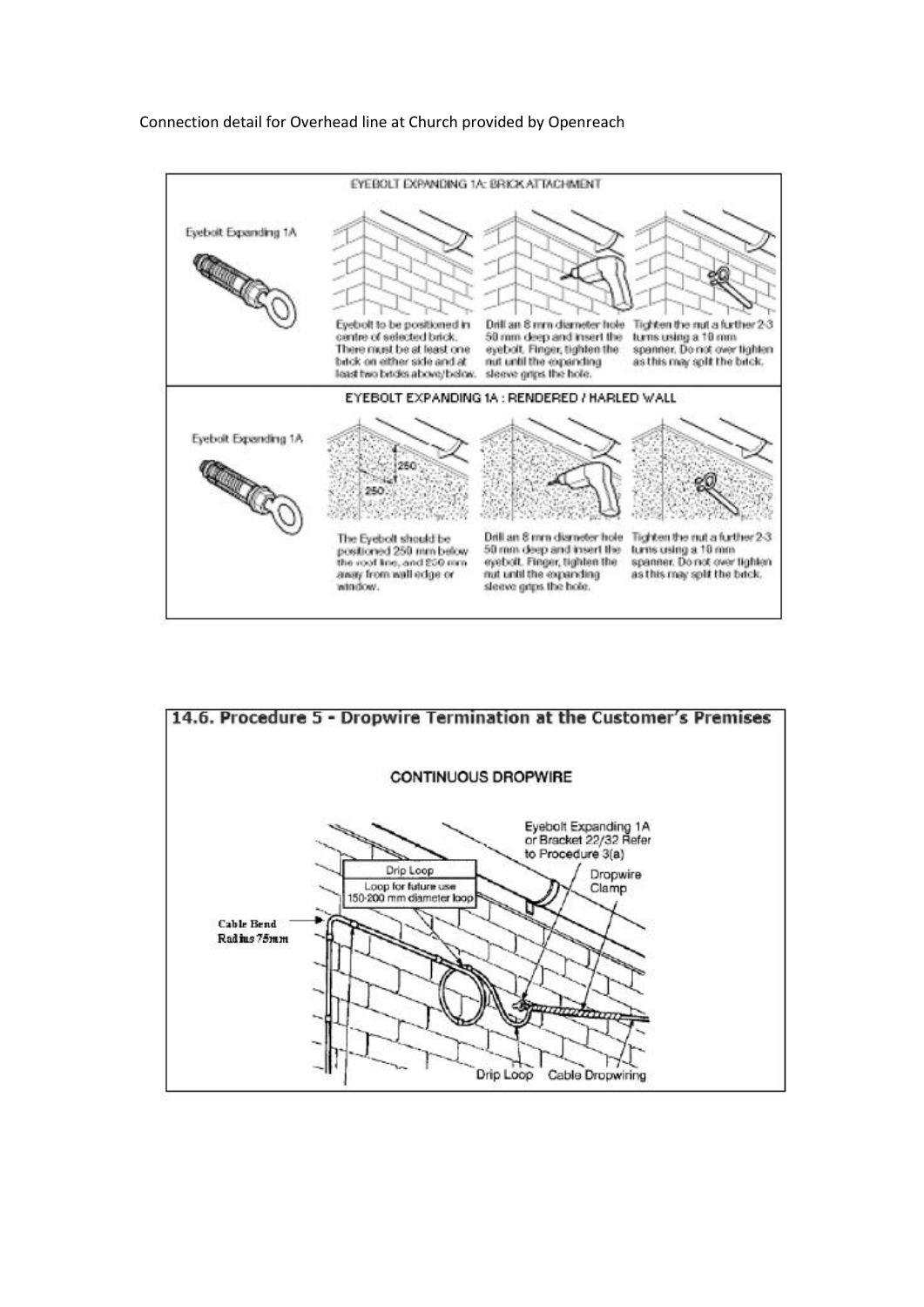Connection detail for Overhead line at Church provided by Openreach

EYEBOLT EXPANDING 1A: BRICK ATTACHMENT

Eyebolt Expanding 1A

Eyebolt to be positioned in centre of selected brick. There must be at least one brick on either side and at least two bricks above/below.

Drill an 8 mm diameter hole 50 mm deep and insert the eyebolt. Finger, tighten the nut until the expanding sleeve grips the hole.

Tighten the nut a further 2-3 turns using a 10 mm spanner. Do not over tighten as this may split the brick.

EYEBOLT EXPANDING 1A : RENDERED / HARLED WALL

Eyebolt Expanding 1A

250

250

The Eyebolt should be positioned 250 mm below the roof line, and 250 mm away from wall edge or window.

Drill an 8 mm diameter hole 50 mm deep and insert the eyebolt. Finger, tighten the nut until the expanding sleeve grips the hole.

Tighten the nut a further 2-3 turns using a 10 mm spanner. Do not over tighten as this may split the brick.

## 14.6. Procedure 5 - Dropwire Termination at the Customer's Premises

CONTINUOUS DROPWIRE

Eyebolt Expanding 1A or Bracket 22/32 Refer to Procedure 3(a)

Drip Loop

Loop for future use 150-200 mm diameter loop

Dropwire Clamp

Cable Bend Radius 75mm

Drip Loop

Cable Dropwiring